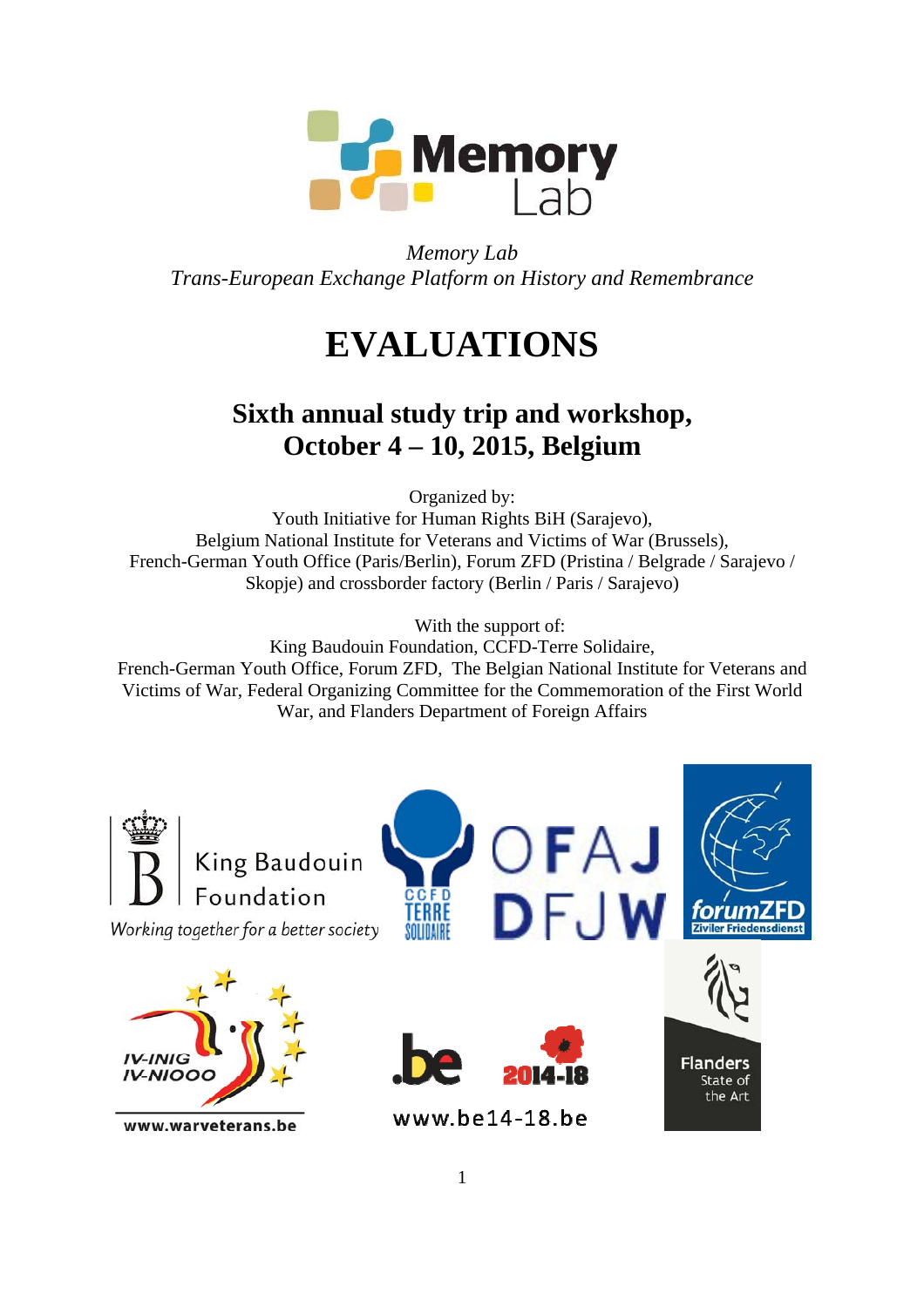*Memory Lab*
*Trans-European Exchange Platform on History and Remembrance*

# EVALUATIONS

## Sixth annual study trip and workshop, October 4 – 10, 2015, Belgium

Organized by:
Youth Initiative for Human Rights BiH (Sarajevo),
Belgium National Institute for Veterans and Victims of War (Brussels),
French-German Youth Office (Paris/Berlin), Forum ZFD (Pristina / Belgrade / Sarajevo / Skopje) and crossborder factory (Berlin / Paris / Sarajevo)

With the support of:
King Baudouin Foundation, CCFD-Terre Solidaire,
French-German Youth Office, Forum ZFD, The Belgian National Institute for Veterans and Victims of War, Federal Organizing Committee for the Commemoration of the First World War, and Flanders Department of Foreign Affairs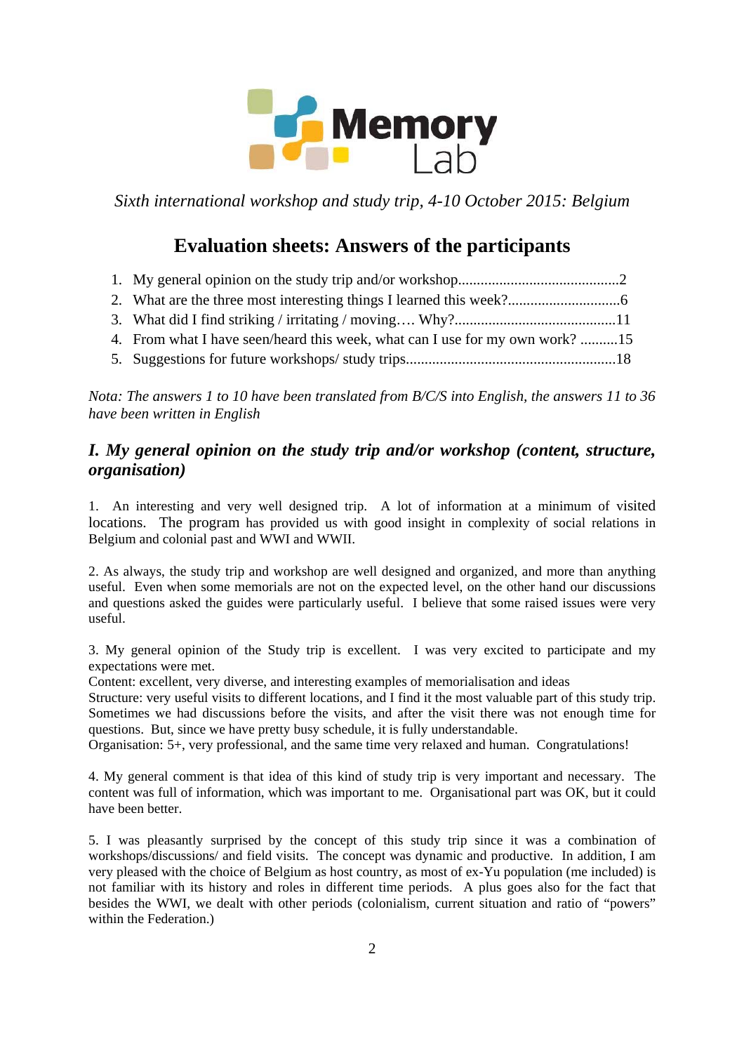Sixth international workshop and study trip, 4-10 October 2015: Belgium

# Evaluation sheets: Answers of the participants

1. My general opinion on the study trip and/or workshop...........................................2
2. What are the three most interesting things I learned this week?.............................6
3. What did I find striking / irritating / moving…. Why?...........................................11
4. From what I have seen/heard this week, what can I use for my own work? ..........15
5. Suggestions for future workshops/ study trips........................................................18

*Nota: The answers 1 to 10 have been translated from B/C/S into English, the answers 11 to 36 have been written in English*

## *I. My general opinion on the study trip and/or workshop (content, structure, organisation)*

1. An interesting and very well designed trip. A lot of information at a minimum of visited locations. The program has provided us with good insight in complexity of social relations in Belgium and colonial past and WWI and WWII.

2. As always, the study trip and workshop are well designed and organized, and more than anything useful. Even when some memorials are not on the expected level, on the other hand our discussions and questions asked the guides were particularly useful. I believe that some raised issues were very useful.

3. My general opinion of the Study trip is excellent. I was very excited to participate and my expectations were met.
Content: excellent, very diverse, and interesting examples of memorialisation and ideas
Structure: very useful visits to different locations, and I find it the most valuable part of this study trip. Sometimes we had discussions before the visits, and after the visit there was not enough time for questions. But, since we have pretty busy schedule, it is fully understandable.
Organisation: 5+, very professional, and the same time very relaxed and human. Congratulations!

4. My general comment is that idea of this kind of study trip is very important and necessary. The content was full of information, which was important to me. Organisational part was OK, but it could have been better.

5. I was pleasantly surprised by the concept of this study trip since it was a combination of workshops/discussions/ and field visits. The concept was dynamic and productive. In addition, I am very pleased with the choice of Belgium as host country, as most of ex-Yu population (me included) is not familiar with its history and roles in different time periods. A plus goes also for the fact that besides the WWI, we dealt with other periods (colonialism, current situation and ratio of "powers" within the Federation.)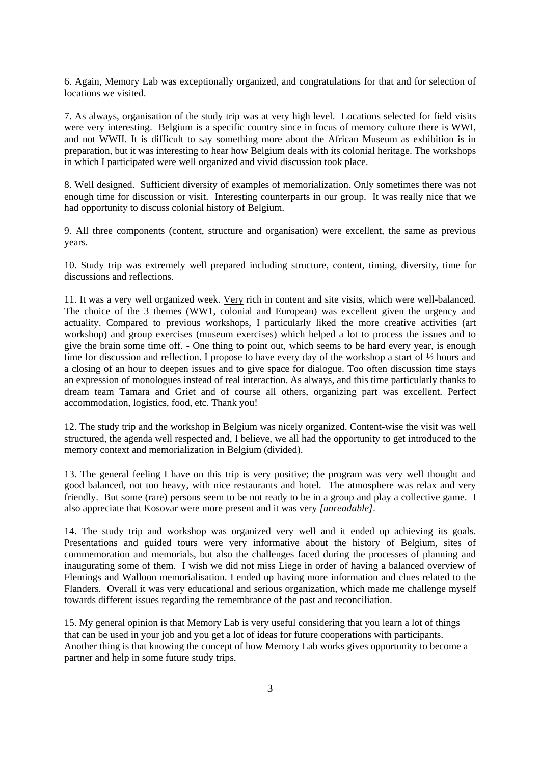6. Again, Memory Lab was exceptionally organized, and congratulations for that and for selection of locations we visited.

7. As always, organisation of the study trip was at very high level. Locations selected for field visits were very interesting. Belgium is a specific country since in focus of memory culture there is WWI, and not WWII. It is difficult to say something more about the African Museum as exhibition is in preparation, but it was interesting to hear how Belgium deals with its colonial heritage. The workshops in which I participated were well organized and vivid discussion took place.

8. Well designed. Sufficient diversity of examples of memorialization. Only sometimes there was not enough time for discussion or visit. Interesting counterparts in our group. It was really nice that we had opportunity to discuss colonial history of Belgium.

9. All three components (content, structure and organisation) were excellent, the same as previous years.

10. Study trip was extremely well prepared including structure, content, timing, diversity, time for discussions and reflections.

11. It was a very well organized week. <u>Very</u> rich in content and site visits, which were well-balanced. The choice of the 3 themes (WW1, colonial and European) was excellent given the urgency and actuality. Compared to previous workshops, I particularly liked the more creative activities (art workshop) and group exercises (museum exercises) which helped a lot to process the issues and to give the brain some time off. - One thing to point out, which seems to be hard every year, is enough time for discussion and reflection. I propose to have every day of the workshop a start of ½ hours and a closing of an hour to deepen issues and to give space for dialogue. Too often discussion time stays an expression of monologues instead of real interaction. As always, and this time particularly thanks to dream team Tamara and Griet and of course all others, organizing part was excellent. Perfect accommodation, logistics, food, etc. Thank you!

12. The study trip and the workshop in Belgium was nicely organized. Content-wise the visit was well structured, the agenda well respected and, I believe, we all had the opportunity to get introduced to the memory context and memorialization in Belgium (divided).

13. The general feeling I have on this trip is very positive; the program was very well thought and good balanced, not too heavy, with nice restaurants and hotel. The atmosphere was relax and very friendly. But some (rare) persons seem to be not ready to be in a group and play a collective game. I also appreciate that Kosovar were more present and it was very *[unreadable]*.

14. The study trip and workshop was organized very well and it ended up achieving its goals. Presentations and guided tours were very informative about the history of Belgium, sites of commemoration and memorials, but also the challenges faced during the processes of planning and inaugurating some of them. I wish we did not miss Liege in order of having a balanced overview of Flemings and Walloon memorialisation. I ended up having more information and clues related to the Flanders. Overall it was very educational and serious organization, which made me challenge myself towards different issues regarding the remembrance of the past and reconciliation.

15. My general opinion is that Memory Lab is very useful considering that you learn a lot of things that can be used in your job and you get a lot of ideas for future cooperations with participants. Another thing is that knowing the concept of how Memory Lab works gives opportunity to become a partner and help in some future study trips.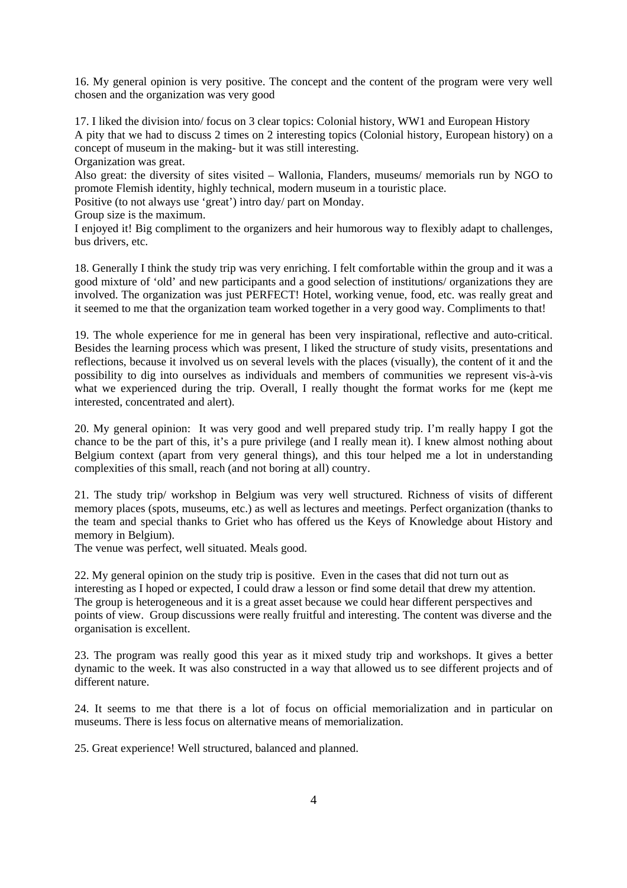16. My general opinion is very positive. The concept and the content of the program were very well chosen and the organization was very good

17. I liked the division into/ focus on 3 clear topics: Colonial history, WW1 and European History
A pity that we had to discuss 2 times on 2 interesting topics (Colonial history, European history) on a concept of museum in the making- but it was still interesting.
Organization was great.
Also great: the diversity of sites visited – Wallonia, Flanders, museums/ memorials run by NGO to promote Flemish identity, highly technical, modern museum in a touristic place.
Positive (to not always use 'great') intro day/ part on Monday.
Group size is the maximum.
I enjoyed it! Big compliment to the organizers and heir humorous way to flexibly adapt to challenges, bus drivers, etc.

18. Generally I think the study trip was very enriching. I felt comfortable within the group and it was a good mixture of 'old' and new participants and a good selection of institutions/ organizations they are involved. The organization was just PERFECT! Hotel, working venue, food, etc. was really great and it seemed to me that the organization team worked together in a very good way. Compliments to that!

19. The whole experience for me in general has been very inspirational, reflective and auto-critical. Besides the learning process which was present, I liked the structure of study visits, presentations and reflections, because it involved us on several levels with the places (visually), the content of it and the possibility to dig into ourselves as individuals and members of communities we represent vis-à-vis what we experienced during the trip. Overall, I really thought the format works for me (kept me interested, concentrated and alert).

20. My general opinion: It was very good and well prepared study trip. I'm really happy I got the chance to be the part of this, it's a pure privilege (and I really mean it). I knew almost nothing about Belgium context (apart from very general things), and this tour helped me a lot in understanding complexities of this small, reach (and not boring at all) country.

21. The study trip/ workshop in Belgium was very well structured. Richness of visits of different memory places (spots, museums, etc.) as well as lectures and meetings. Perfect organization (thanks to the team and special thanks to Griet who has offered us the Keys of Knowledge about History and memory in Belgium).
The venue was perfect, well situated. Meals good.

22. My general opinion on the study trip is positive. Even in the cases that did not turn out as interesting as I hoped or expected, I could draw a lesson or find some detail that drew my attention. The group is heterogeneous and it is a great asset because we could hear different perspectives and points of view. Group discussions were really fruitful and interesting. The content was diverse and the organisation is excellent.

23. The program was really good this year as it mixed study trip and workshops. It gives a better dynamic to the week. It was also constructed in a way that allowed us to see different projects and of different nature.

24. It seems to me that there is a lot of focus on official memorialization and in particular on museums. There is less focus on alternative means of memorialization.

25. Great experience! Well structured, balanced and planned.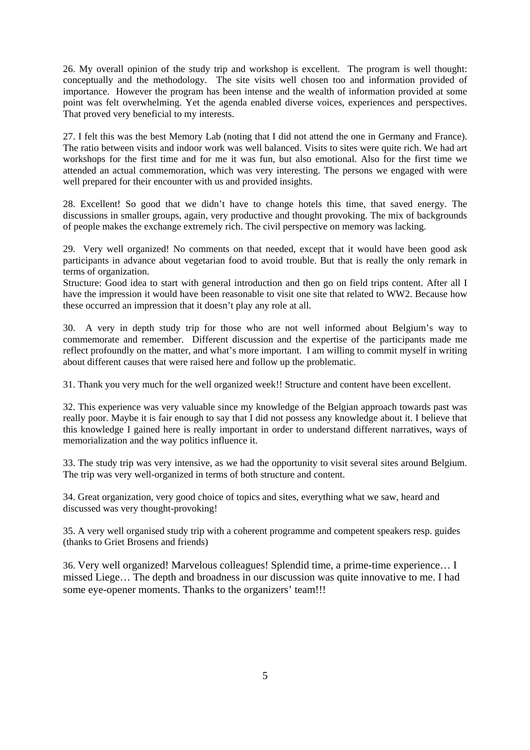26. My overall opinion of the study trip and workshop is excellent. The program is well thought: conceptually and the methodology. The site visits well chosen too and information provided of importance. However the program has been intense and the wealth of information provided at some point was felt overwhelming. Yet the agenda enabled diverse voices, experiences and perspectives. That proved very beneficial to my interests.

27. I felt this was the best Memory Lab (noting that I did not attend the one in Germany and France). The ratio between visits and indoor work was well balanced. Visits to sites were quite rich. We had art workshops for the first time and for me it was fun, but also emotional. Also for the first time we attended an actual commemoration, which was very interesting. The persons we engaged with were well prepared for their encounter with us and provided insights.

28. Excellent! So good that we didn't have to change hotels this time, that saved energy. The discussions in smaller groups, again, very productive and thought provoking. The mix of backgrounds of people makes the exchange extremely rich. The civil perspective on memory was lacking.

29. Very well organized! No comments on that needed, except that it would have been good ask participants in advance about vegetarian food to avoid trouble. But that is really the only remark in terms of organization.
Structure: Good idea to start with general introduction and then go on field trips content. After all I have the impression it would have been reasonable to visit one site that related to WW2. Because how these occurred an impression that it doesn't play any role at all.

30. A very in depth study trip for those who are not well informed about Belgium's way to commemorate and remember. Different discussion and the expertise of the participants made me reflect profoundly on the matter, and what's more important. I am willing to commit myself in writing about different causes that were raised here and follow up the problematic.

31. Thank you very much for the well organized week!! Structure and content have been excellent.

32. This experience was very valuable since my knowledge of the Belgian approach towards past was really poor. Maybe it is fair enough to say that I did not possess any knowledge about it. I believe that this knowledge I gained here is really important in order to understand different narratives, ways of memorialization and the way politics influence it.

33. The study trip was very intensive, as we had the opportunity to visit several sites around Belgium. The trip was very well-organized in terms of both structure and content.

34. Great organization, very good choice of topics and sites, everything what we saw, heard and discussed was very thought-provoking!

35. A very well organised study trip with a coherent programme and competent speakers resp. guides (thanks to Griet Brosens and friends)

36. Very well organized! Marvelous colleagues! Splendid time, a prime-time experience… I missed Liege… The depth and broadness in our discussion was quite innovative to me. I had some eye-opener moments. Thanks to the organizers' team!!!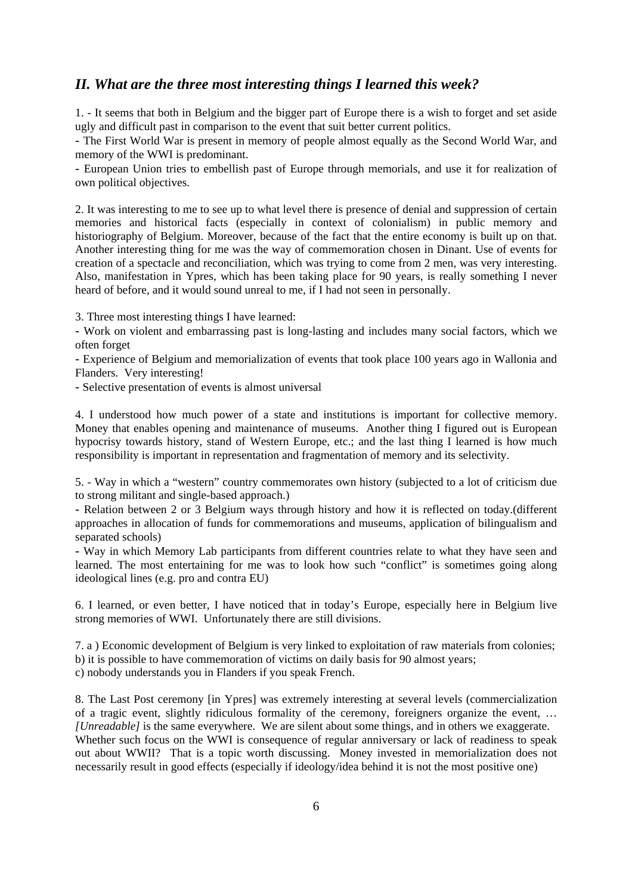## *II. What are the three most interesting things I learned this week?*

1. - It seems that both in Belgium and the bigger part of Europe there is a wish to forget and set aside ugly and difficult past in comparison to the event that suit better current politics.
- The First World War is present in memory of people almost equally as the Second World War, and memory of the WWI is predominant.
- European Union tries to embellish past of Europe through memorials, and use it for realization of own political objectives.

2. It was interesting to me to see up to what level there is presence of denial and suppression of certain memories and historical facts (especially in context of colonialism) in public memory and historiography of Belgium. Moreover, because of the fact that the entire economy is built up on that. Another interesting thing for me was the way of commemoration chosen in Dinant. Use of events for creation of a spectacle and reconciliation, which was trying to come from 2 men, was very interesting. Also, manifestation in Ypres, which has been taking place for 90 years, is really something I never heard of before, and it would sound unreal to me, if I had not seen in personally.

3. Three most interesting things I have learned:
- Work on violent and embarrassing past is long-lasting and includes many social factors, which we often forget
- Experience of Belgium and memorialization of events that took place 100 years ago in Wallonia and Flanders. Very interesting!
- Selective presentation of events is almost universal

4. I understood how much power of a state and institutions is important for collective memory. Money that enables opening and maintenance of museums. Another thing I figured out is European hypocrisy towards history, stand of Western Europe, etc.; and the last thing I learned is how much responsibility is important in representation and fragmentation of memory and its selectivity.

5. - Way in which a "western" country commemorates own history (subjected to a lot of criticism due to strong militant and single-based approach.)
- Relation between 2 or 3 Belgium ways through history and how it is reflected on today.(different approaches in allocation of funds for commemorations and museums, application of bilingualism and separated schools)
- Way in which Memory Lab participants from different countries relate to what they have seen and learned. The most entertaining for me was to look how such "conflict" is sometimes going along ideological lines (e.g. pro and contra EU)

6. I learned, or even better, I have noticed that in today's Europe, especially here in Belgium live strong memories of WWI. Unfortunately there are still divisions.

7. a ) Economic development of Belgium is very linked to exploitation of raw materials from colonies;
b) it is possible to have commemoration of victims on daily basis for 90 almost years;
c) nobody understands you in Flanders if you speak French.

8. The Last Post ceremony [in Ypres] was extremely interesting at several levels (commercialization of a tragic event, slightly ridiculous formality of the ceremony, foreigners organize the event, … *[Unreadable]* is the same everywhere. We are silent about some things, and in others we exaggerate. Whether such focus on the WWI is consequence of regular anniversary or lack of readiness to speak out about WWII? That is a topic worth discussing. Money invested in memorialization does not necessarily result in good effects (especially if ideology/idea behind it is not the most positive one)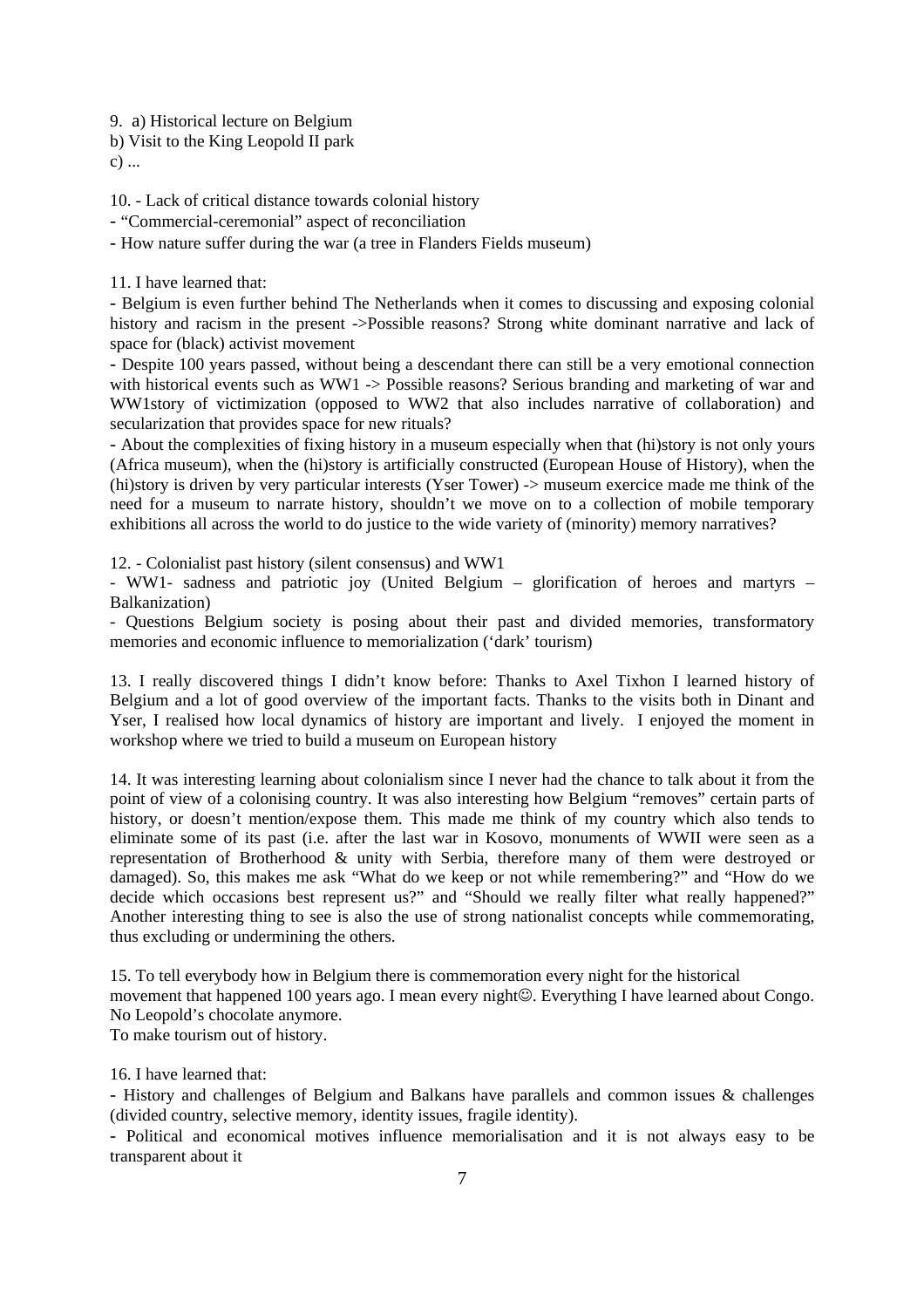9. a) Historical lecture on Belgium
b) Visit to the King Leopold II park
c) ...

10. - Lack of critical distance towards colonial history
- "Commercial-ceremonial" aspect of reconciliation
- How nature suffer during the war (a tree in Flanders Fields museum)

11. I have learned that:
- Belgium is even further behind The Netherlands when it comes to discussing and exposing colonial history and racism in the present ->Possible reasons? Strong white dominant narrative and lack of space for (black) activist movement
- Despite 100 years passed, without being a descendant there can still be a very emotional connection with historical events such as WW1 -> Possible reasons? Serious branding and marketing of war and WW1story of victimization (opposed to WW2 that also includes narrative of collaboration) and secularization that provides space for new rituals?
- About the complexities of fixing history in a museum especially when that (hi)story is not only yours (Africa museum), when the (hi)story is artificially constructed (European House of History), when the (hi)story is driven by very particular interests (Yser Tower) -> museum exercice made me think of the need for a museum to narrate history, shouldn't we move on to a collection of mobile temporary exhibitions all across the world to do justice to the wide variety of (minority) memory narratives?

12. - Colonialist past history (silent consensus) and WW1
- WW1- sadness and patriotic joy (United Belgium – glorification of heroes and martyrs – Balkanization)
- Questions Belgium society is posing about their past and divided memories, transformatory memories and economic influence to memorialization ('dark' tourism)

13. I really discovered things I didn't know before: Thanks to Axel Tixhon I learned history of Belgium and a lot of good overview of the important facts. Thanks to the visits both in Dinant and Yser, I realised how local dynamics of history are important and lively. I enjoyed the moment in workshop where we tried to build a museum on European history

14. It was interesting learning about colonialism since I never had the chance to talk about it from the point of view of a colonising country. It was also interesting how Belgium "removes" certain parts of history, or doesn't mention/expose them. This made me think of my country which also tends to eliminate some of its past (i.e. after the last war in Kosovo, monuments of WWII were seen as a representation of Brotherhood & unity with Serbia, therefore many of them were destroyed or damaged). So, this makes me ask "What do we keep or not while remembering?" and "How do we decide which occasions best represent us?" and "Should we really filter what really happened?" Another interesting thing to see is also the use of strong nationalist concepts while commemorating, thus excluding or undermining the others.

15. To tell everybody how in Belgium there is commemoration every night for the historical movement that happened 100 years ago. I mean every night☺. Everything I have learned about Congo. No Leopold's chocolate anymore.
To make tourism out of history.

16. I have learned that:
- History and challenges of Belgium and Balkans have parallels and common issues & challenges (divided country, selective memory, identity issues, fragile identity).
- Political and economical motives influence memorialisation and it is not always easy to be transparent about it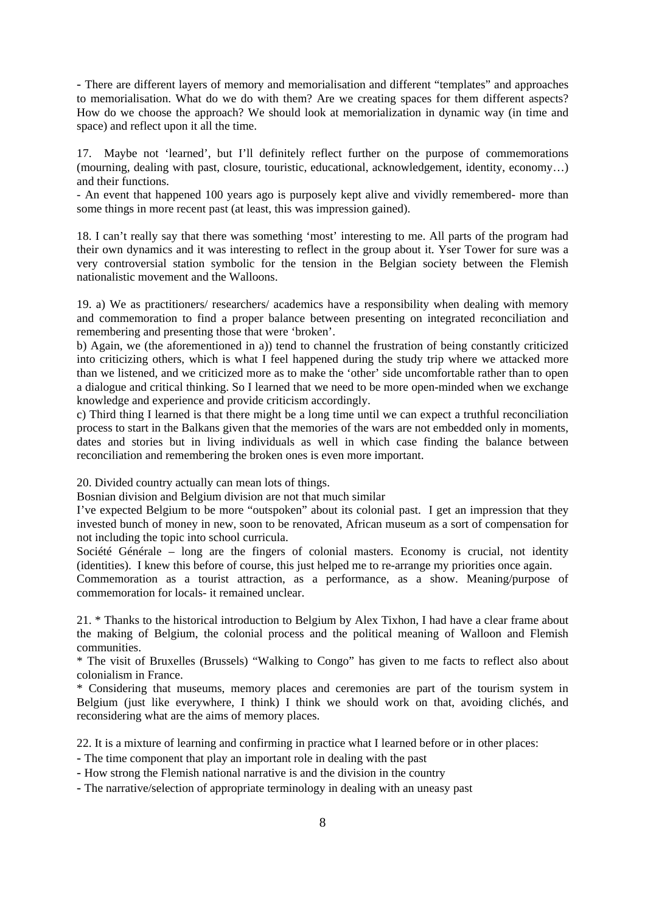- There are different layers of memory and memorialisation and different "templates" and approaches to memorialisation. What do we do with them? Are we creating spaces for them different aspects? How do we choose the approach? We should look at memorialization in dynamic way (in time and space) and reflect upon it all the time.

17. Maybe not 'learned', but I'll definitely reflect further on the purpose of commemorations (mourning, dealing with past, closure, touristic, educational, acknowledgement, identity, economy…) and their functions.

- An event that happened 100 years ago is purposely kept alive and vividly remembered- more than some things in more recent past (at least, this was impression gained).

18. I can't really say that there was something 'most' interesting to me. All parts of the program had their own dynamics and it was interesting to reflect in the group about it. Yser Tower for sure was a very controversial station symbolic for the tension in the Belgian society between the Flemish nationalistic movement and the Walloons.

19. a) We as practitioners/ researchers/ academics have a responsibility when dealing with memory and commemoration to find a proper balance between presenting on integrated reconciliation and remembering and presenting those that were 'broken'.

b) Again, we (the aforementioned in a)) tend to channel the frustration of being constantly criticized into criticizing others, which is what I feel happened during the study trip where we attacked more than we listened, and we criticized more as to make the 'other' side uncomfortable rather than to open a dialogue and critical thinking. So I learned that we need to be more open-minded when we exchange knowledge and experience and provide criticism accordingly.

c) Third thing I learned is that there might be a long time until we can expect a truthful reconciliation process to start in the Balkans given that the memories of the wars are not embedded only in moments, dates and stories but in living individuals as well in which case finding the balance between reconciliation and remembering the broken ones is even more important.

20. Divided country actually can mean lots of things.

Bosnian division and Belgium division are not that much similar

I've expected Belgium to be more "outspoken" about its colonial past. I get an impression that they invested bunch of money in new, soon to be renovated, African museum as a sort of compensation for not including the topic into school curricula.

Société Générale – long are the fingers of colonial masters. Economy is crucial, not identity (identities). I knew this before of course, this just helped me to re-arrange my priorities once again.

Commemoration as a tourist attraction, as a performance, as a show. Meaning/purpose of commemoration for locals- it remained unclear.

21. * Thanks to the historical introduction to Belgium by Alex Tixhon, I had have a clear frame about the making of Belgium, the colonial process and the political meaning of Walloon and Flemish communities.

* The visit of Bruxelles (Brussels) "Walking to Congo" has given to me facts to reflect also about colonialism in France.

* Considering that museums, memory places and ceremonies are part of the tourism system in Belgium (just like everywhere, I think) I think we should work on that, avoiding clichés, and reconsidering what are the aims of memory places.

22. It is a mixture of learning and confirming in practice what I learned before or in other places:

- The time component that play an important role in dealing with the past
- How strong the Flemish national narrative is and the division in the country
- The narrative/selection of appropriate terminology in dealing with an uneasy past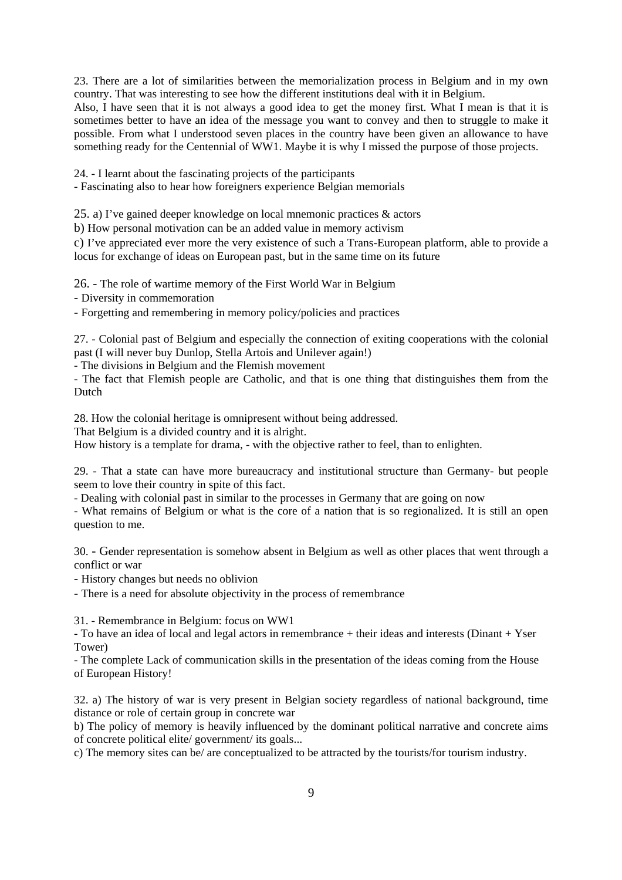23. There are a lot of similarities between the memorialization process in Belgium and in my own country. That was interesting to see how the different institutions deal with it in Belgium.
Also, I have seen that it is not always a good idea to get the money first. What I mean is that it is sometimes better to have an idea of the message you want to convey and then to struggle to make it possible. From what I understood seven places in the country have been given an allowance to have something ready for the Centennial of WW1. Maybe it is why I missed the purpose of those projects.

24. - I learnt about the fascinating projects of the participants
- Fascinating also to hear how foreigners experience Belgian memorials

25. a) I've gained deeper knowledge on local mnemonic practices & actors
b) How personal motivation can be an added value in memory activism
c) I've appreciated ever more the very existence of such a Trans-European platform, able to provide a locus for exchange of ideas on European past, but in the same time on its future

26. - The role of wartime memory of the First World War in Belgium
- Diversity in commemoration
- Forgetting and remembering in memory policy/policies and practices

27. - Colonial past of Belgium and especially the connection of exiting cooperations with the colonial past (I will never buy Dunlop, Stella Artois and Unilever again!)
- The divisions in Belgium and the Flemish movement
- The fact that Flemish people are Catholic, and that is one thing that distinguishes them from the Dutch

28. How the colonial heritage is omnipresent without being addressed.
That Belgium is a divided country and it is alright.
How history is a template for drama, - with the objective rather to feel, than to enlighten.

29. - That a state can have more bureaucracy and institutional structure than Germany- but people seem to love their country in spite of this fact.
- Dealing with colonial past in similar to the processes in Germany that are going on now
- What remains of Belgium or what is the core of a nation that is so regionalized. It is still an open question to me.

30. - Gender representation is somehow absent in Belgium as well as other places that went through a conflict or war
- History changes but needs no oblivion
- There is a need for absolute objectivity in the process of remembrance

31. - Remembrance in Belgium: focus on WW1
- To have an idea of local and legal actors in remembrance + their ideas and interests (Dinant + Yser Tower)
- The complete Lack of communication skills in the presentation of the ideas coming from the House of European History!

32. a) The history of war is very present in Belgian society regardless of national background, time distance or role of certain group in concrete war
b) The policy of memory is heavily influenced by the dominant political narrative and concrete aims of concrete political elite/ government/ its goals...
c) The memory sites can be/ are conceptualized to be attracted by the tourists/for tourism industry.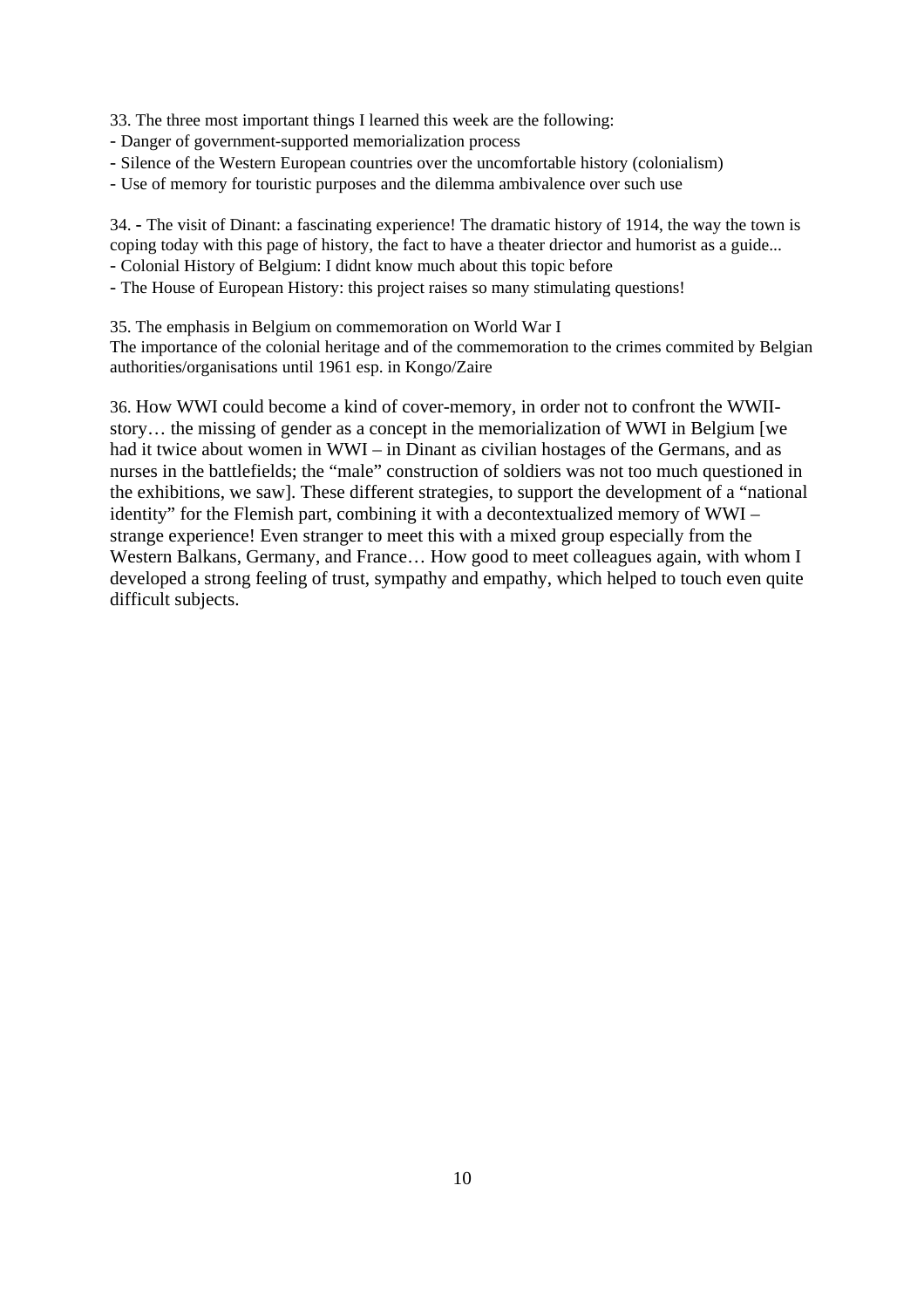33. The three most important things I learned this week are the following:
- Danger of government-supported memorialization process
- Silence of the Western European countries over the uncomfortable history (colonialism)
- Use of memory for touristic purposes and the dilemma ambivalence over such use

34. - The visit of Dinant: a fascinating experience! The dramatic history of 1914, the way the town is coping today with this page of history, the fact to have a theater driector and humorist as a guide...
- Colonial History of Belgium: I didnt know much about this topic before
- The House of European History: this project raises so many stimulating questions!

35. The emphasis in Belgium on commemoration on World War I
The importance of the colonial heritage and of the commemoration to the crimes commited by Belgian authorities/organisations until 1961 esp. in Kongo/Zaire

36. How WWI could become a kind of cover-memory, in order not to confront the WWII-story… the missing of gender as a concept in the memorialization of WWI in Belgium [we had it twice about women in WWI – in Dinant as civilian hostages of the Germans, and as nurses in the battlefields; the "male" construction of soldiers was not too much questioned in the exhibitions, we saw]. These different strategies, to support the development of a "national identity" for the Flemish part, combining it with a decontextualized memory of WWI – strange experience! Even stranger to meet this with a mixed group especially from the Western Balkans, Germany, and France… How good to meet colleagues again, with whom I developed a strong feeling of trust, sympathy and empathy, which helped to touch even quite difficult subjects.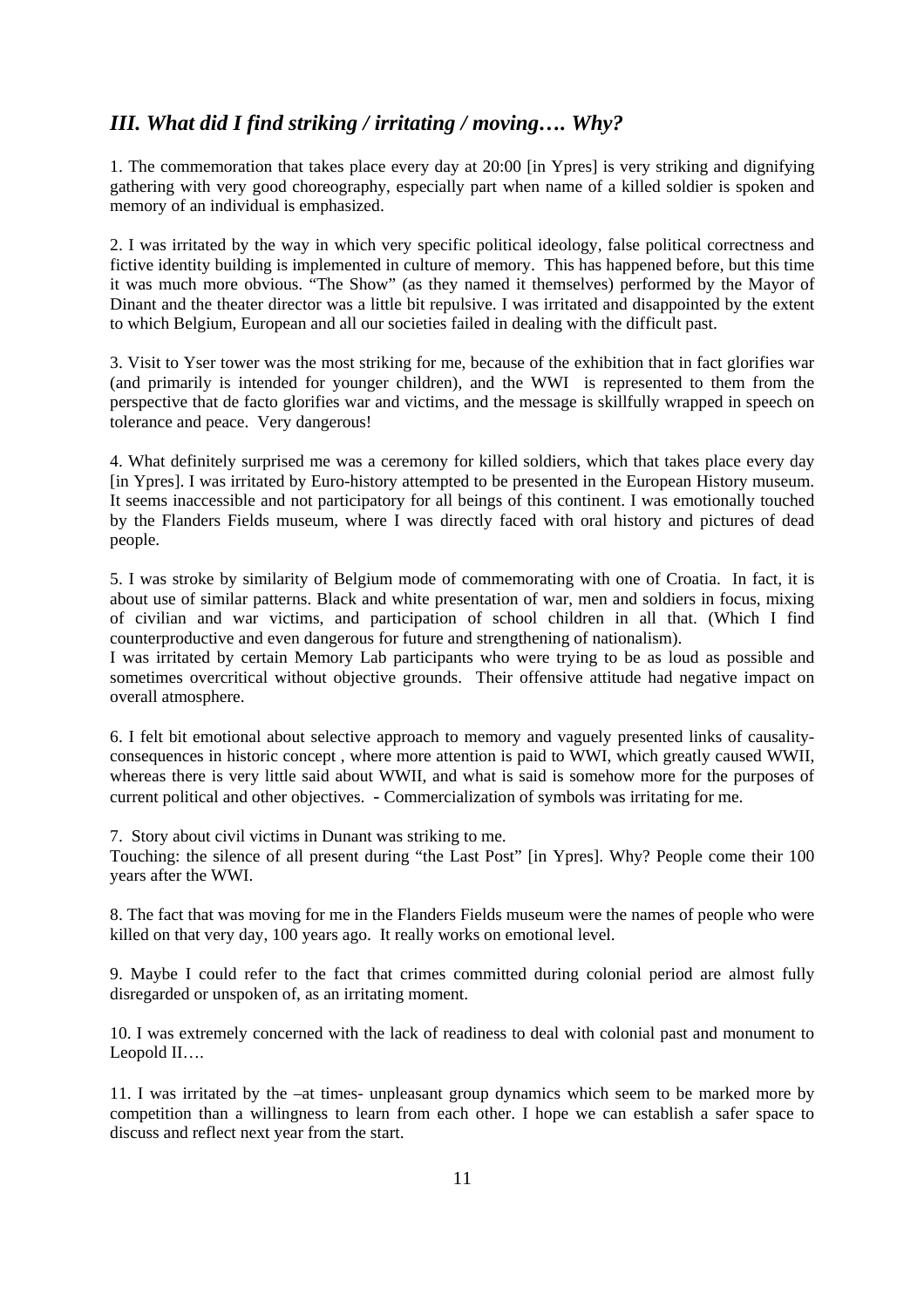## *III. What did I find striking / irritating / moving…. Why?*

1. The commemoration that takes place every day at 20:00 [in Ypres] is very striking and dignifying gathering with very good choreography, especially part when name of a killed soldier is spoken and memory of an individual is emphasized.

2. I was irritated by the way in which very specific political ideology, false political correctness and fictive identity building is implemented in culture of memory. This has happened before, but this time it was much more obvious. "The Show" (as they named it themselves) performed by the Mayor of Dinant and the theater director was a little bit repulsive. I was irritated and disappointed by the extent to which Belgium, European and all our societies failed in dealing with the difficult past.

3. Visit to Yser tower was the most striking for me, because of the exhibition that in fact glorifies war (and primarily is intended for younger children), and the WWI is represented to them from the perspective that de facto glorifies war and victims, and the message is skillfully wrapped in speech on tolerance and peace. Very dangerous!

4. What definitely surprised me was a ceremony for killed soldiers, which that takes place every day [in Ypres]. I was irritated by Euro-history attempted to be presented in the European History museum. It seems inaccessible and not participatory for all beings of this continent. I was emotionally touched by the Flanders Fields museum, where I was directly faced with oral history and pictures of dead people.

5. I was stroke by similarity of Belgium mode of commemorating with one of Croatia. In fact, it is about use of similar patterns. Black and white presentation of war, men and soldiers in focus, mixing of civilian and war victims, and participation of school children in all that. (Which I find counterproductive and even dangerous for future and strengthening of nationalism).
I was irritated by certain Memory Lab participants who were trying to be as loud as possible and sometimes overcritical without objective grounds. Their offensive attitude had negative impact on overall atmosphere.

6. I felt bit emotional about selective approach to memory and vaguely presented links of causality-consequences in historic concept , where more attention is paid to WWI, which greatly caused WWII, whereas there is very little said about WWII, and what is said is somehow more for the purposes of current political and other objectives. - Commercialization of symbols was irritating for me.

7. Story about civil victims in Dunant was striking to me.
Touching: the silence of all present during "the Last Post" [in Ypres]. Why? People come their 100 years after the WWI.

8. The fact that was moving for me in the Flanders Fields museum were the names of people who were killed on that very day, 100 years ago. It really works on emotional level.

9. Maybe I could refer to the fact that crimes committed during colonial period are almost fully disregarded or unspoken of, as an irritating moment.

10. I was extremely concerned with the lack of readiness to deal with colonial past and monument to Leopold II….

11. I was irritated by the –at times- unpleasant group dynamics which seem to be marked more by competition than a willingness to learn from each other. I hope we can establish a safer space to discuss and reflect next year from the start.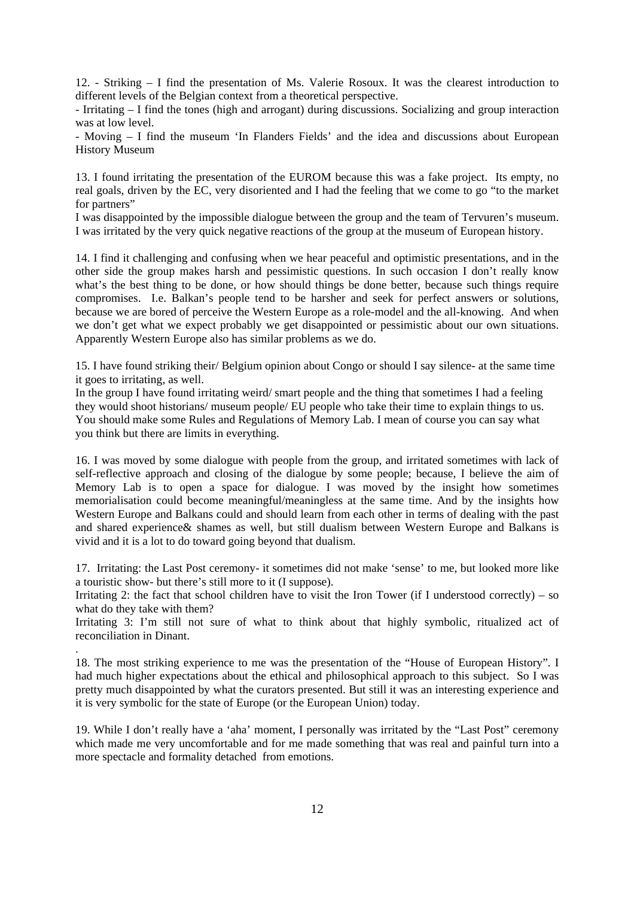12. - Striking – I find the presentation of Ms. Valerie Rosoux. It was the clearest introduction to different levels of the Belgian context from a theoretical perspective.
- Irritating – I find the tones (high and arrogant) during discussions. Socializing and group interaction was at low level.
- Moving – I find the museum 'In Flanders Fields' and the idea and discussions about European History Museum

13. I found irritating the presentation of the EUROM because this was a fake project. Its empty, no real goals, driven by the EC, very disoriented and I had the feeling that we come to go "to the market for partners"
I was disappointed by the impossible dialogue between the group and the team of Tervuren's museum. I was irritated by the very quick negative reactions of the group at the museum of European history.

14. I find it challenging and confusing when we hear peaceful and optimistic presentations, and in the other side the group makes harsh and pessimistic questions. In such occasion I don't really know what's the best thing to be done, or how should things be done better, because such things require compromises. I.e. Balkan's people tend to be harsher and seek for perfect answers or solutions, because we are bored of perceive the Western Europe as a role-model and the all-knowing. And when we don't get what we expect probably we get disappointed or pessimistic about our own situations. Apparently Western Europe also has similar problems as we do.

15. I have found striking their/ Belgium opinion about Congo or should I say silence- at the same time it goes to irritating, as well.
In the group I have found irritating weird/ smart people and the thing that sometimes I had a feeling they would shoot historians/ museum people/ EU people who take their time to explain things to us. You should make some Rules and Regulations of Memory Lab. I mean of course you can say what you think but there are limits in everything.

16. I was moved by some dialogue with people from the group, and irritated sometimes with lack of self-reflective approach and closing of the dialogue by some people; because, I believe the aim of Memory Lab is to open a space for dialogue. I was moved by the insight how sometimes memorialisation could become meaningful/meaningless at the same time. And by the insights how Western Europe and Balkans could and should learn from each other in terms of dealing with the past and shared experience& shames as well, but still dualism between Western Europe and Balkans is vivid and it is a lot to do toward going beyond that dualism.

17. Irritating: the Last Post ceremony- it sometimes did not make 'sense' to me, but looked more like a touristic show- but there's still more to it (I suppose).
Irritating 2: the fact that school children have to visit the Iron Tower (if I understood correctly) – so what do they take with them?
Irritating 3: I'm still not sure of what to think about that highly symbolic, ritualized act of reconciliation in Dinant.
.
18. The most striking experience to me was the presentation of the "House of European History". I had much higher expectations about the ethical and philosophical approach to this subject. So I was pretty much disappointed by what the curators presented. But still it was an interesting experience and it is very symbolic for the state of Europe (or the European Union) today.

19. While I don't really have a 'aha' moment, I personally was irritated by the "Last Post" ceremony which made me very uncomfortable and for me made something that was real and painful turn into a more spectacle and formality detached from emotions.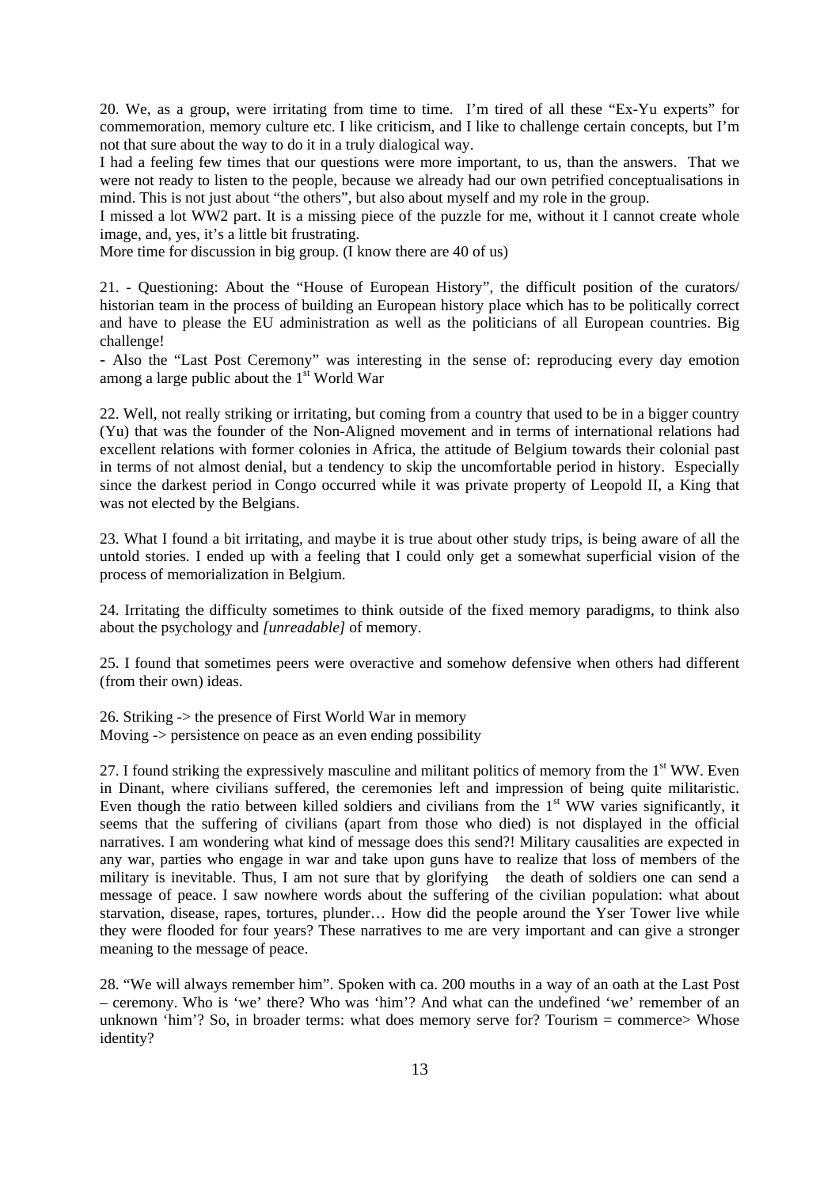20. We, as a group, were irritating from time to time. I'm tired of all these "Ex-Yu experts" for commemoration, memory culture etc. I like criticism, and I like to challenge certain concepts, but I'm not that sure about the way to do it in a truly dialogical way.

I had a feeling few times that our questions were more important, to us, than the answers. That we were not ready to listen to the people, because we already had our own petrified conceptualisations in mind. This is not just about "the others", but also about myself and my role in the group.

I missed a lot WW2 part. It is a missing piece of the puzzle for me, without it I cannot create whole image, and, yes, it's a little bit frustrating.

More time for discussion in big group. (I know there are 40 of us)

21. - Questioning: About the "House of European History", the difficult position of the curators/ historian team in the process of building an European history place which has to be politically correct and have to please the EU administration as well as the politicians of all European countries. Big challenge!

- Also the "Last Post Ceremony" was interesting in the sense of: reproducing every day emotion among a large public about the 1st World War

22. Well, not really striking or irritating, but coming from a country that used to be in a bigger country (Yu) that was the founder of the Non-Aligned movement and in terms of international relations had excellent relations with former colonies in Africa, the attitude of Belgium towards their colonial past in terms of not almost denial, but a tendency to skip the uncomfortable period in history. Especially since the darkest period in Congo occurred while it was private property of Leopold II, a King that was not elected by the Belgians.

23. What I found a bit irritating, and maybe it is true about other study trips, is being aware of all the untold stories. I ended up with a feeling that I could only get a somewhat superficial vision of the process of memorialization in Belgium.

24. Irritating the difficulty sometimes to think outside of the fixed memory paradigms, to think also about the psychology and *[unreadable]* of memory.

25. I found that sometimes peers were overactive and somehow defensive when others had different (from their own) ideas.

26. Striking -> the presence of First World War in memory
Moving -> persistence on peace as an even ending possibility

27. I found striking the expressively masculine and militant politics of memory from the 1st WW. Even in Dinant, where civilians suffered, the ceremonies left and impression of being quite militaristic. Even though the ratio between killed soldiers and civilians from the 1st WW varies significantly, it seems that the suffering of civilians (apart from those who died) is not displayed in the official narratives. I am wondering what kind of message does this send?! Military causalities are expected in any war, parties who engage in war and take upon guns have to realize that loss of members of the military is inevitable. Thus, I am not sure that by glorifying the death of soldiers one can send a message of peace. I saw nowhere words about the suffering of the civilian population: what about starvation, disease, rapes, tortures, plunder… How did the people around the Yser Tower live while they were flooded for four years? These narratives to me are very important and can give a stronger meaning to the message of peace.

28. "We will always remember him". Spoken with ca. 200 mouths in a way of an oath at the Last Post – ceremony. Who is 'we' there? Who was 'him'? And what can the undefined 'we' remember of an unknown 'him'? So, in broader terms: what does memory serve for? Tourism = commerce> Whose identity?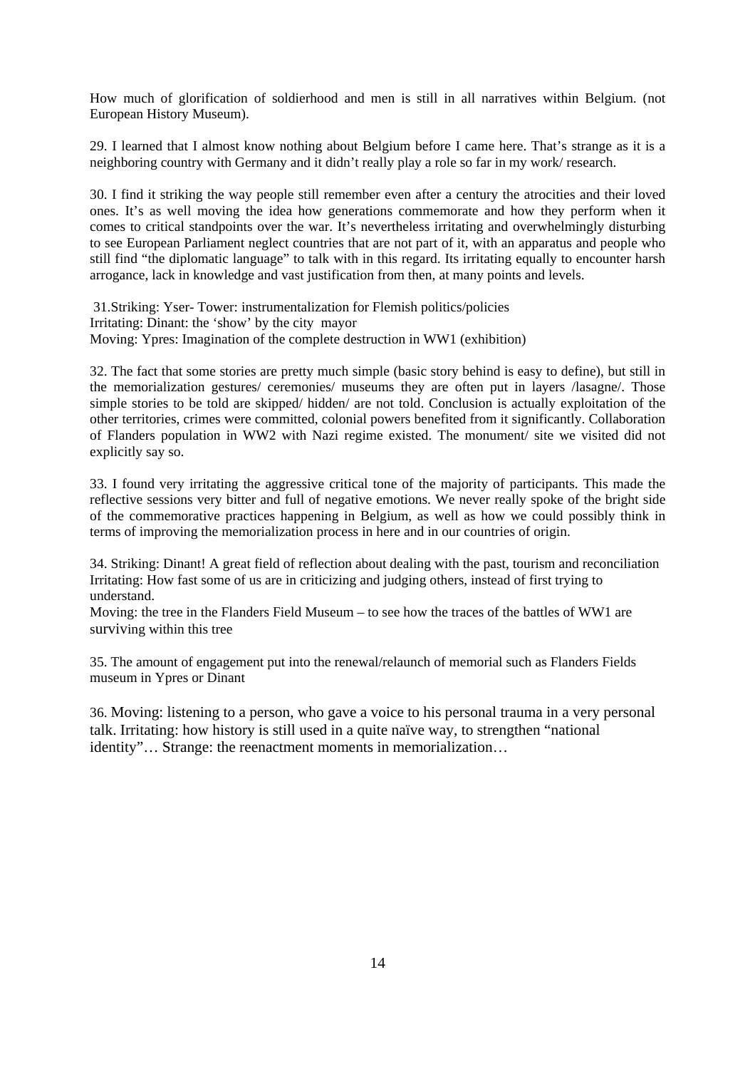How much of glorification of soldierhood and men is still in all narratives within Belgium. (not European History Museum).

29. I learned that I almost know nothing about Belgium before I came here. That's strange as it is a neighboring country with Germany and it didn't really play a role so far in my work/ research.

30. I find it striking the way people still remember even after a century the atrocities and their loved ones. It's as well moving the idea how generations commemorate and how they perform when it comes to critical standpoints over the war. It's nevertheless irritating and overwhelmingly disturbing to see European Parliament neglect countries that are not part of it, with an apparatus and people who still find "the diplomatic language" to talk with in this regard. Its irritating equally to encounter harsh arrogance, lack in knowledge and vast justification from then, at many points and levels.

31. Striking: Yser- Tower: instrumentalization for Flemish politics/policies
Irritating: Dinant: the 'show' by the city mayor
Moving: Ypres: Imagination of the complete destruction in WW1 (exhibition)

32. The fact that some stories are pretty much simple (basic story behind is easy to define), but still in the memorialization gestures/ ceremonies/ museums they are often put in layers /lasagne/. Those simple stories to be told are skipped/ hidden/ are not told. Conclusion is actually exploitation of the other territories, crimes were committed, colonial powers benefited from it significantly. Collaboration of Flanders population in WW2 with Nazi regime existed. The monument/ site we visited did not explicitly say so.

33. I found very irritating the aggressive critical tone of the majority of participants. This made the reflective sessions very bitter and full of negative emotions. We never really spoke of the bright side of the commemorative practices happening in Belgium, as well as how we could possibly think in terms of improving the memorialization process in here and in our countries of origin.

34. Striking: Dinant! A great field of reflection about dealing with the past, tourism and reconciliation
Irritating: How fast some of us are in criticizing and judging others, instead of first trying to understand.
Moving: the tree in the Flanders Field Museum – to see how the traces of the battles of WW1 are surviving within this tree

35. The amount of engagement put into the renewal/relaunch of memorial such as Flanders Fields museum in Ypres or Dinant

36. Moving: listening to a person, who gave a voice to his personal trauma in a very personal talk. Irritating: how history is still used in a quite naïve way, to strengthen "national identity"… Strange: the reenactment moments in memorialization…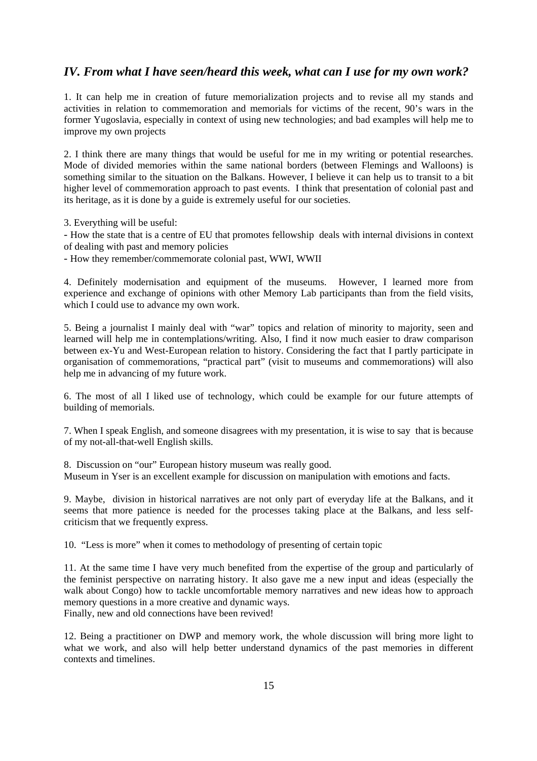## *IV. From what I have seen/heard this week, what can I use for my own work?*

1. It can help me in creation of future memorialization projects and to revise all my stands and activities in relation to commemoration and memorials for victims of the recent, 90's wars in the former Yugoslavia, especially in context of using new technologies; and bad examples will help me to improve my own projects

2. I think there are many things that would be useful for me in my writing or potential researches. Mode of divided memories within the same national borders (between Flemings and Walloons) is something similar to the situation on the Balkans. However, I believe it can help us to transit to a bit higher level of commemoration approach to past events. I think that presentation of colonial past and its heritage, as it is done by a guide is extremely useful for our societies.

3. Everything will be useful:
- How the state that is a centre of EU that promotes fellowship deals with internal divisions in context of dealing with past and memory policies
- How they remember/commemorate colonial past, WWI, WWII

4. Definitely modernisation and equipment of the museums. However, I learned more from experience and exchange of opinions with other Memory Lab participants than from the field visits, which I could use to advance my own work.

5. Being a journalist I mainly deal with "war" topics and relation of minority to majority, seen and learned will help me in contemplations/writing. Also, I find it now much easier to draw comparison between ex-Yu and West-European relation to history. Considering the fact that I partly participate in organisation of commemorations, "practical part" (visit to museums and commemorations) will also help me in advancing of my future work.

6. The most of all I liked use of technology, which could be example for our future attempts of building of memorials.

7. When I speak English, and someone disagrees with my presentation, it is wise to say that is because of my not-all-that-well English skills.

8. Discussion on "our" European history museum was really good.
Museum in Yser is an excellent example for discussion on manipulation with emotions and facts.

9. Maybe, division in historical narratives are not only part of everyday life at the Balkans, and it seems that more patience is needed for the processes taking place at the Balkans, and less self-criticism that we frequently express.

10. "Less is more" when it comes to methodology of presenting of certain topic

11. At the same time I have very much benefited from the expertise of the group and particularly of the feminist perspective on narrating history. It also gave me a new input and ideas (especially the walk about Congo) how to tackle uncomfortable memory narratives and new ideas how to approach memory questions in a more creative and dynamic ways.
Finally, new and old connections have been revived!

12. Being a practitioner on DWP and memory work, the whole discussion will bring more light to what we work, and also will help better understand dynamics of the past memories in different contexts and timelines.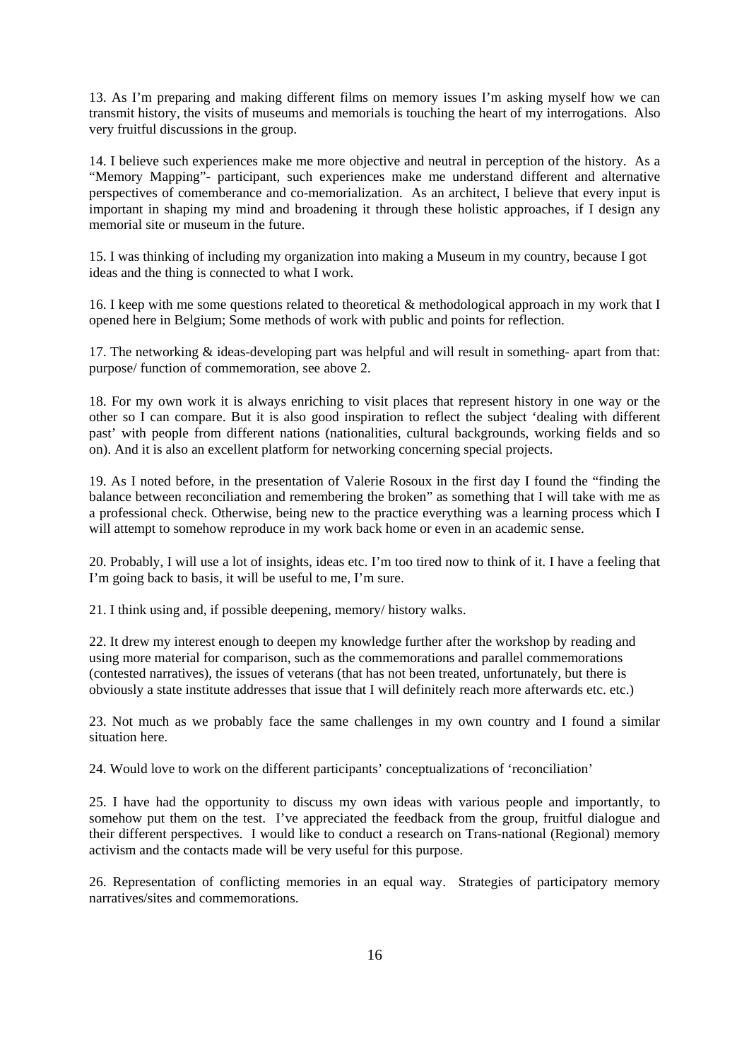13. As I'm preparing and making different films on memory issues I'm asking myself how we can transmit history, the visits of museums and memorials is touching the heart of my interrogations. Also very fruitful discussions in the group.

14. I believe such experiences make me more objective and neutral in perception of the history. As a "Memory Mapping"- participant, such experiences make me understand different and alternative perspectives of comemberance and co-memorialization. As an architect, I believe that every input is important in shaping my mind and broadening it through these holistic approaches, if I design any memorial site or museum in the future.

15. I was thinking of including my organization into making a Museum in my country, because I got ideas and the thing is connected to what I work.

16. I keep with me some questions related to theoretical & methodological approach in my work that I opened here in Belgium; Some methods of work with public and points for reflection.

17. The networking & ideas-developing part was helpful and will result in something- apart from that: purpose/ function of commemoration, see above 2.

18. For my own work it is always enriching to visit places that represent history in one way or the other so I can compare. But it is also good inspiration to reflect the subject 'dealing with different past' with people from different nations (nationalities, cultural backgrounds, working fields and so on). And it is also an excellent platform for networking concerning special projects.

19. As I noted before, in the presentation of Valerie Rosoux in the first day I found the "finding the balance between reconciliation and remembering the broken" as something that I will take with me as a professional check. Otherwise, being new to the practice everything was a learning process which I will attempt to somehow reproduce in my work back home or even in an academic sense.

20. Probably, I will use a lot of insights, ideas etc. I'm too tired now to think of it. I have a feeling that I'm going back to basis, it will be useful to me, I'm sure.

21. I think using and, if possible deepening, memory/ history walks.

22. It drew my interest enough to deepen my knowledge further after the workshop by reading and using more material for comparison, such as the commemorations and parallel commemorations (contested narratives), the issues of veterans (that has not been treated, unfortunately, but there is obviously a state institute addresses that issue that I will definitely reach more afterwards etc. etc.)

23. Not much as we probably face the same challenges in my own country and I found a similar situation here.

24. Would love to work on the different participants' conceptualizations of 'reconciliation'

25. I have had the opportunity to discuss my own ideas with various people and importantly, to somehow put them on the test. I've appreciated the feedback from the group, fruitful dialogue and their different perspectives. I would like to conduct a research on Trans-national (Regional) memory activism and the contacts made will be very useful for this purpose.

26. Representation of conflicting memories in an equal way. Strategies of participatory memory narratives/sites and commemorations.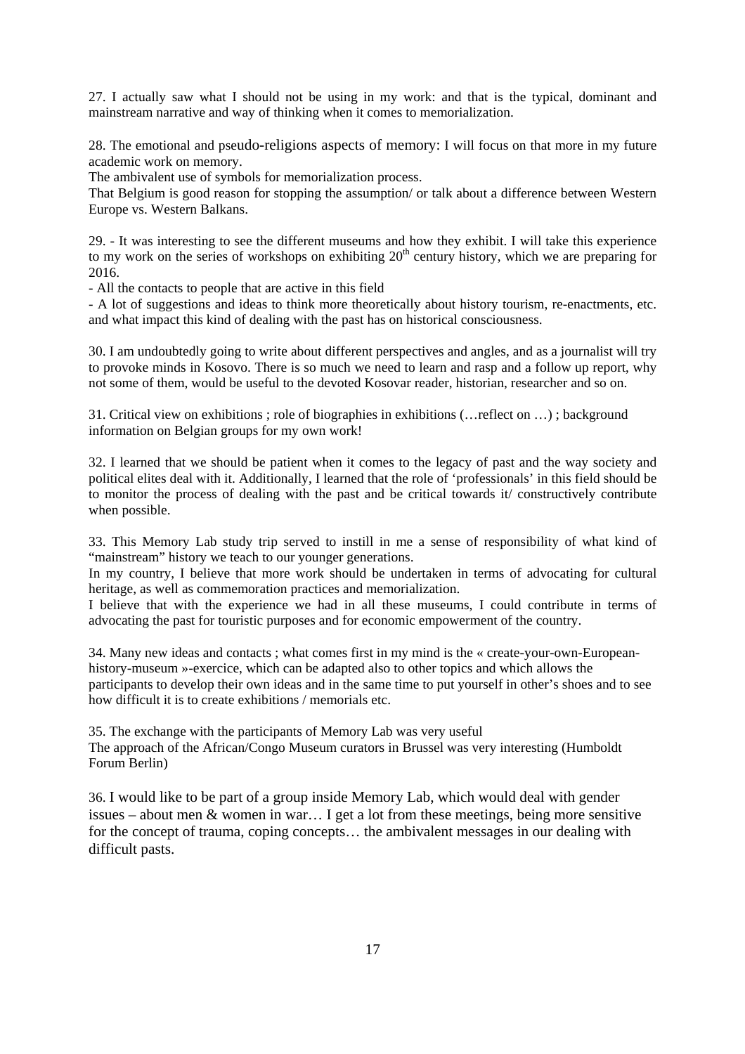27. I actually saw what I should not be using in my work: and that is the typical, dominant and mainstream narrative and way of thinking when it comes to memorialization.

28. The emotional and pseudo-religions aspects of memory: I will focus on that more in my future academic work on memory.
The ambivalent use of symbols for memorialization process.
That Belgium is good reason for stopping the assumption/ or talk about a difference between Western Europe vs. Western Balkans.

29. - It was interesting to see the different museums and how they exhibit. I will take this experience to my work on the series of workshops on exhibiting 20th century history, which we are preparing for 2016.
- All the contacts to people that are active in this field
- A lot of suggestions and ideas to think more theoretically about history tourism, re-enactments, etc. and what impact this kind of dealing with the past has on historical consciousness.

30. I am undoubtedly going to write about different perspectives and angles, and as a journalist will try to provoke minds in Kosovo. There is so much we need to learn and rasp and a follow up report, why not some of them, would be useful to the devoted Kosovar reader, historian, researcher and so on.

31. Critical view on exhibitions ; role of biographies in exhibitions (…reflect on …) ; background information on Belgian groups for my own work!

32. I learned that we should be patient when it comes to the legacy of past and the way society and political elites deal with it. Additionally, I learned that the role of 'professionals' in this field should be to monitor the process of dealing with the past and be critical towards it/ constructively contribute when possible.

33. This Memory Lab study trip served to instill in me a sense of responsibility of what kind of "mainstream" history we teach to our younger generations.
In my country, I believe that more work should be undertaken in terms of advocating for cultural heritage, as well as commemoration practices and memorialization.
I believe that with the experience we had in all these museums, I could contribute in terms of advocating the past for touristic purposes and for economic empowerment of the country.

34. Many new ideas and contacts ; what comes first in my mind is the « create-your-own-European-history-museum »-exercice, which can be adapted also to other topics and which allows the participants to develop their own ideas and in the same time to put yourself in other's shoes and to see how difficult it is to create exhibitions / memorials etc.

35. The exchange with the participants of Memory Lab was very useful
The approach of the African/Congo Museum curators in Brussel was very interesting (Humboldt Forum Berlin)

36. I would like to be part of a group inside Memory Lab, which would deal with gender issues – about men & women in war… I get a lot from these meetings, being more sensitive for the concept of trauma, coping concepts… the ambivalent messages in our dealing with difficult pasts.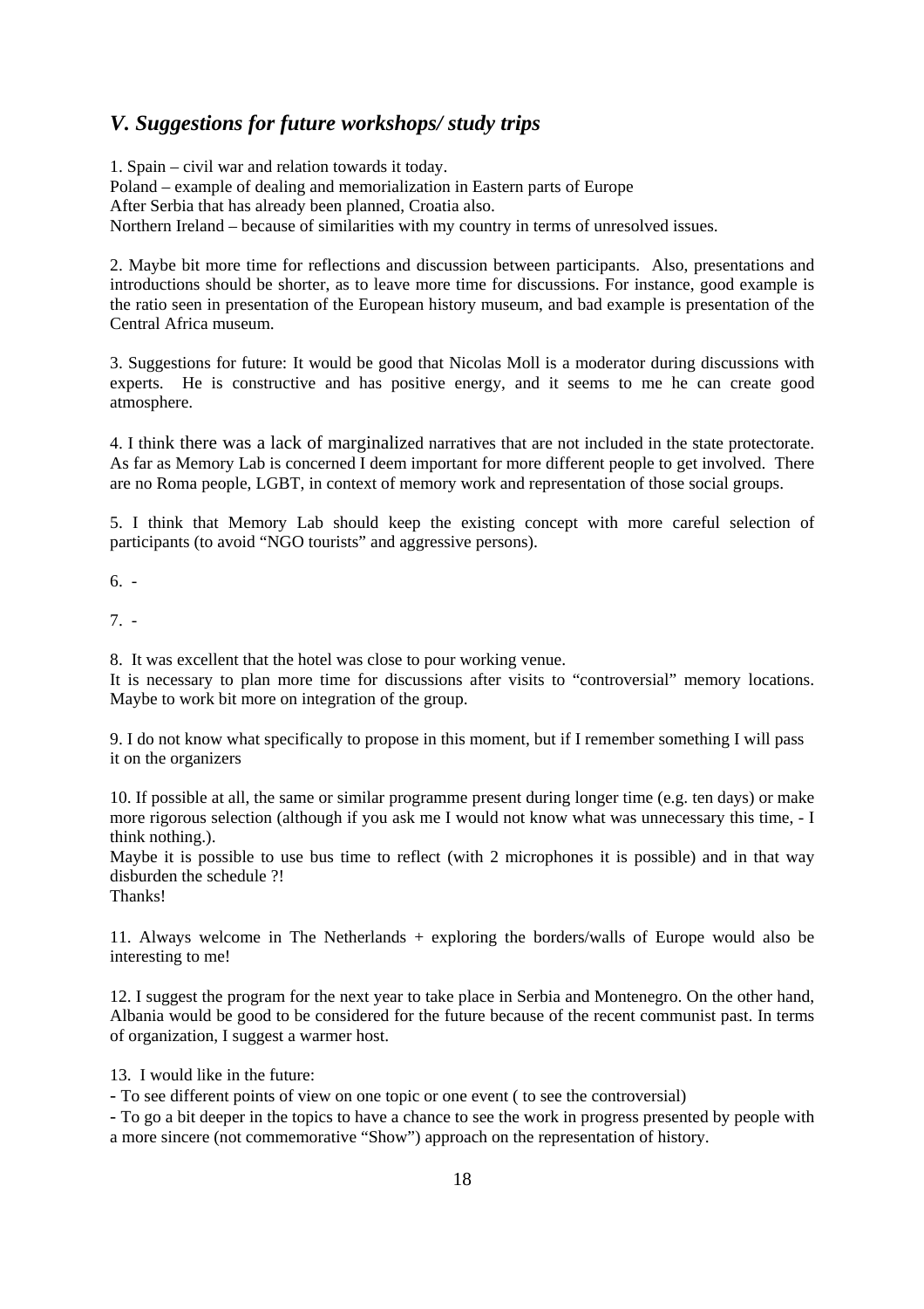## *V. Suggestions for future workshops/ study trips*

1. Spain – civil war and relation towards it today.
Poland – example of dealing and memorialization in Eastern parts of Europe
After Serbia that has already been planned, Croatia also.
Northern Ireland – because of similarities with my country in terms of unresolved issues.

2. Maybe bit more time for reflections and discussion between participants. Also, presentations and introductions should be shorter, as to leave more time for discussions. For instance, good example is the ratio seen in presentation of the European history museum, and bad example is presentation of the Central Africa museum.

3. Suggestions for future: It would be good that Nicolas Moll is a moderator during discussions with experts. He is constructive and has positive energy, and it seems to me he can create good atmosphere.

4. I think there was a lack of marginalized narratives that are not included in the state protectorate. As far as Memory Lab is concerned I deem important for more different people to get involved. There are no Roma people, LGBT, in context of memory work and representation of those social groups.

5. I think that Memory Lab should keep the existing concept with more careful selection of participants (to avoid "NGO tourists" and aggressive persons).

6. -

7. -

8. It was excellent that the hotel was close to pour working venue.
It is necessary to plan more time for discussions after visits to "controversial" memory locations. Maybe to work bit more on integration of the group.

9. I do not know what specifically to propose in this moment, but if I remember something I will pass it on the organizers

10. If possible at all, the same or similar programme present during longer time (e.g. ten days) or make more rigorous selection (although if you ask me I would not know what was unnecessary this time, - I think nothing.).
Maybe it is possible to use bus time to reflect (with 2 microphones it is possible) and in that way disburden the schedule ?!
Thanks!

11. Always welcome in The Netherlands + exploring the borders/walls of Europe would also be interesting to me!

12. I suggest the program for the next year to take place in Serbia and Montenegro. On the other hand, Albania would be good to be considered for the future because of the recent communist past. In terms of organization, I suggest a warmer host.

13. I would like in the future:
- To see different points of view on one topic or one event ( to see the controversial)
- To go a bit deeper in the topics to have a chance to see the work in progress presented by people with a more sincere (not commemorative "Show") approach on the representation of history.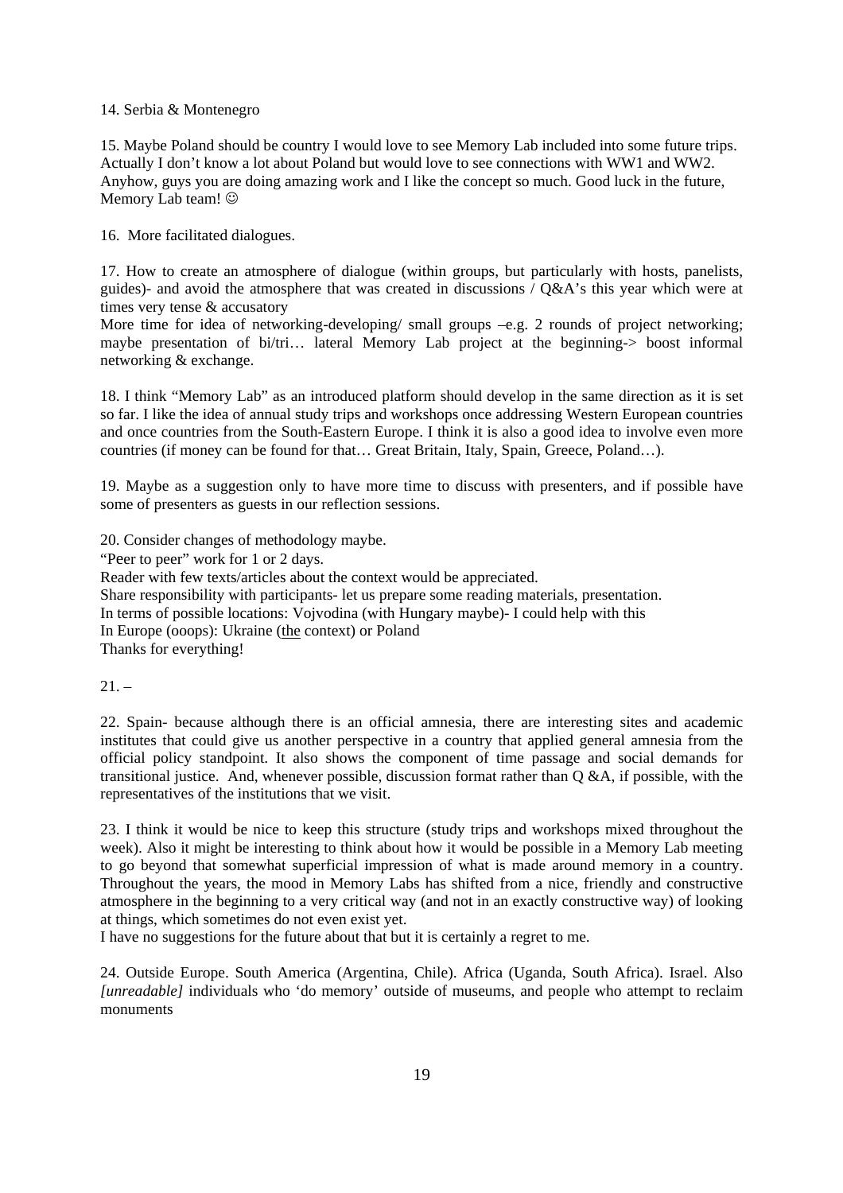14. Serbia & Montenegro

15. Maybe Poland should be country I would love to see Memory Lab included into some future trips. Actually I don't know a lot about Poland but would love to see connections with WW1 and WW2. Anyhow, guys you are doing amazing work and I like the concept so much. Good luck in the future, Memory Lab team! ☺

16. More facilitated dialogues.

17. How to create an atmosphere of dialogue (within groups, but particularly with hosts, panelists, guides)- and avoid the atmosphere that was created in discussions / Q&A's this year which were at times very tense & accusatory

More time for idea of networking-developing/ small groups –e.g. 2 rounds of project networking; maybe presentation of bi/tri… lateral Memory Lab project at the beginning-> boost informal networking & exchange.

18. I think "Memory Lab" as an introduced platform should develop in the same direction as it is set so far. I like the idea of annual study trips and workshops once addressing Western European countries and once countries from the South-Eastern Europe. I think it is also a good idea to involve even more countries (if money can be found for that… Great Britain, Italy, Spain, Greece, Poland…).

19. Maybe as a suggestion only to have more time to discuss with presenters, and if possible have some of presenters as guests in our reflection sessions.

20. Consider changes of methodology maybe.

"Peer to peer" work for 1 or 2 days.

Reader with few texts/articles about the context would be appreciated.

Share responsibility with participants- let us prepare some reading materials, presentation.

In terms of possible locations: Vojvodina (with Hungary maybe)- I could help with this

In Europe (ooops): Ukraine (<u>the</u> context) or Poland

Thanks for everything!

21. –

22. Spain- because although there is an official amnesia, there are interesting sites and academic institutes that could give us another perspective in a country that applied general amnesia from the official policy standpoint. It also shows the component of time passage and social demands for transitional justice. And, whenever possible, discussion format rather than Q &A, if possible, with the representatives of the institutions that we visit.

23. I think it would be nice to keep this structure (study trips and workshops mixed throughout the week). Also it might be interesting to think about how it would be possible in a Memory Lab meeting to go beyond that somewhat superficial impression of what is made around memory in a country. Throughout the years, the mood in Memory Labs has shifted from a nice, friendly and constructive atmosphere in the beginning to a very critical way (and not in an exactly constructive way) of looking at things, which sometimes do not even exist yet.

I have no suggestions for the future about that but it is certainly a regret to me.

24. Outside Europe. South America (Argentina, Chile). Africa (Uganda, South Africa). Israel. Also *[unreadable]* individuals who 'do memory' outside of museums, and people who attempt to reclaim monuments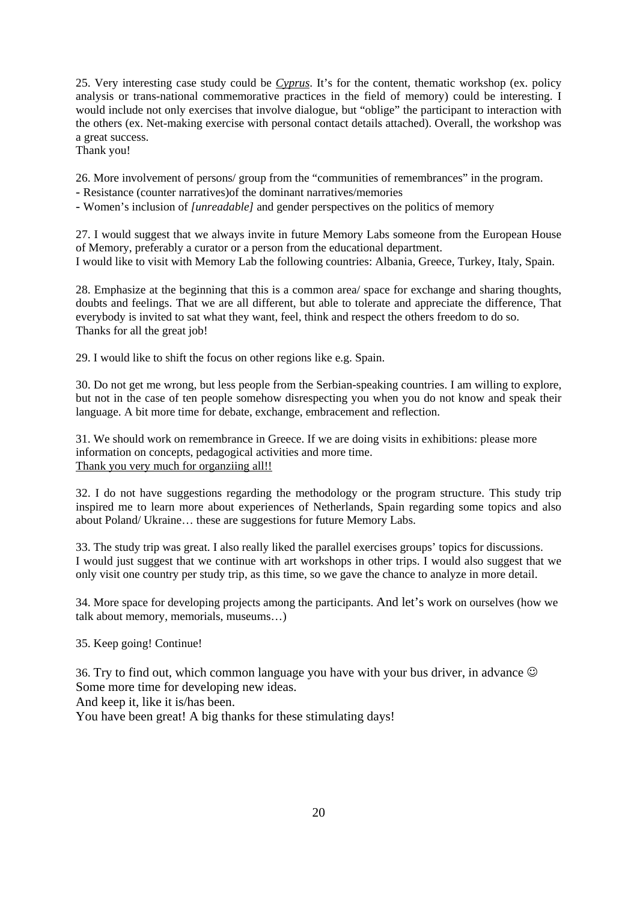25. Very interesting case study could be *Cyprus*. It’s for the content, thematic workshop (ex. policy analysis or trans-national commemorative practices in the field of memory) could be interesting. I would include not only exercises that involve dialogue, but “oblige” the participant to interaction with the others (ex. Net-making exercise with personal contact details attached). Overall, the workshop was a great success.
Thank you!

26. More involvement of persons/ group from the “communities of remembrances” in the program.
- Resistance (counter narratives)of the dominant narratives/memories
- Women’s inclusion of *[unreadable]* and gender perspectives on the politics of memory

27. I would suggest that we always invite in future Memory Labs someone from the European House of Memory, preferably a curator or a person from the educational department.
I would like to visit with Memory Lab the following countries: Albania, Greece, Turkey, Italy, Spain.

28. Emphasize at the beginning that this is a common area/ space for exchange and sharing thoughts, doubts and feelings. That we are all different, but able to tolerate and appreciate the difference, That everybody is invited to sat what they want, feel, think and respect the others freedom to do so.
Thanks for all the great job!

29. I would like to shift the focus on other regions like e.g. Spain.

30. Do not get me wrong, but less people from the Serbian-speaking countries. I am willing to explore, but not in the case of ten people somehow disrespecting you when you do not know and speak their language. A bit more time for debate, exchange, embracement and reflection.

31. We should work on remembrance in Greece. If we are doing visits in exhibitions: please more information on concepts, pedagogical activities and more time.
Thank you very much for organziing all!!

32. I do not have suggestions regarding the methodology or the program structure. This study trip inspired me to learn more about experiences of Netherlands, Spain regarding some topics and also about Poland/ Ukraine… these are suggestions for future Memory Labs.

33. The study trip was great. I also really liked the parallel exercises groups’ topics for discussions.
I would just suggest that we continue with art workshops in other trips. I would also suggest that we only visit one country per study trip, as this time, so we gave the chance to analyze in more detail.

34. More space for developing projects among the participants. And let’s work on ourselves (how we talk about memory, memorials, museums…)

35. Keep going! Continue!

36. Try to find out, which common language you have with your bus driver, in advance ☺
Some more time for developing new ideas.
And keep it, like it is/has been.
You have been great! A big thanks for these stimulating days!